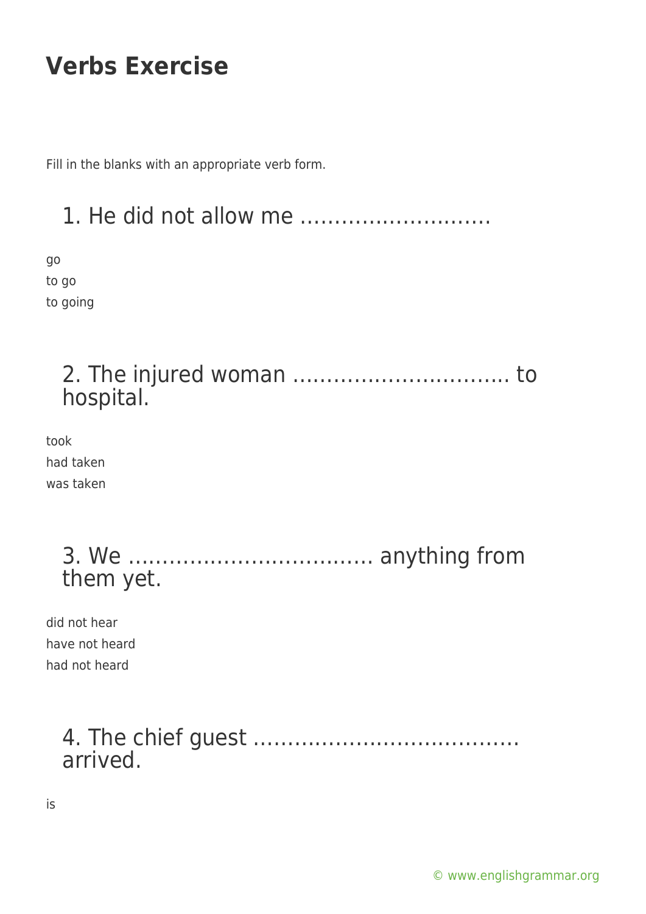# Verbs Exercise

Fill in the blanks with an appropriate verb form.

## 1. He did not allow me ……………………….

go
to go
to going

## 2. The injured woman ………………………….. to hospital.

took
had taken
was taken

## 3. We ……………………………… anything from them yet.

did not hear
have not heard
had not heard

## 4. The chief guest ………………………………… arrived.

is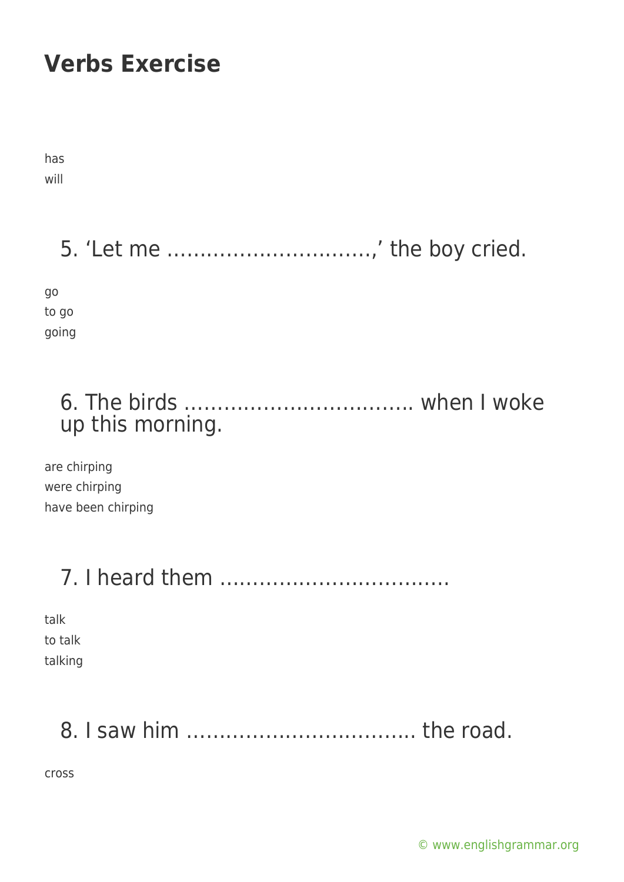# Verbs Exercise

has
will

## 5. 'Let me ………………………….,' the boy cried.

go
to go
going

## 6. The birds …………………………….. when I woke up this morning.

are chirping
were chirping
have been chirping

## 7. I heard them ……………………………..

talk
to talk
talking

## 8. I saw him …………………………….. the road.

cross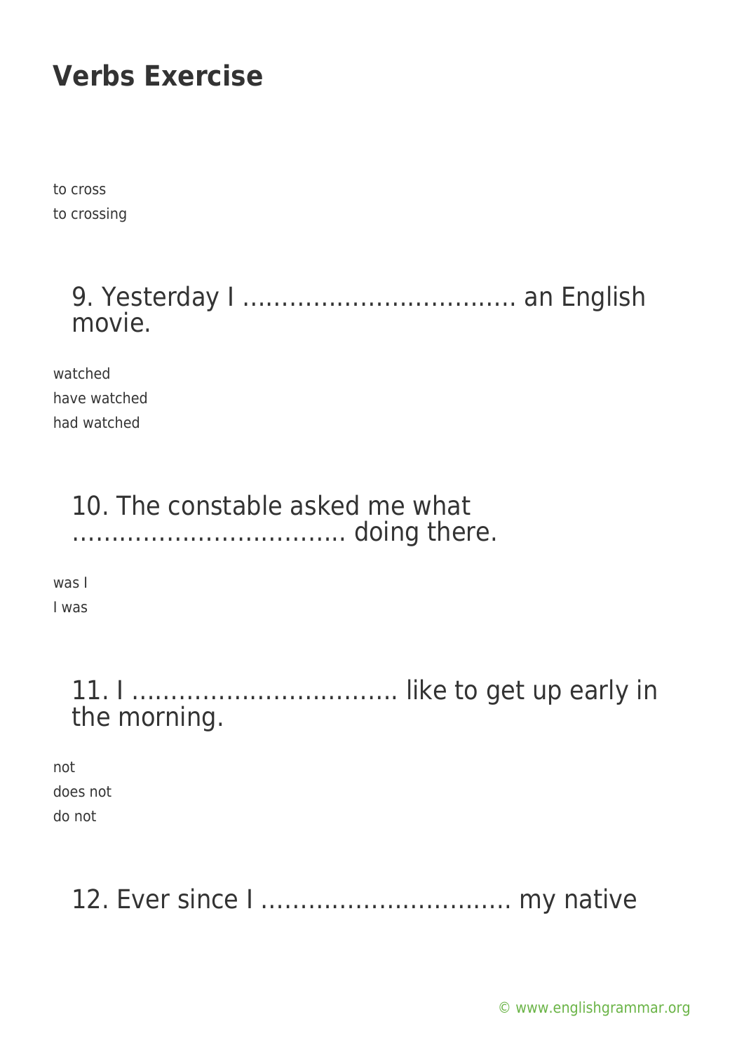to cross
to crossing

## 9. Yesterday I ……………………………. an English movie.

watched
have watched
had watched

## 10. The constable asked me what ……………………………. doing there.

was I
I was

## 11. I ……………………………. like to get up early in the morning.

not
does not
do not

## 12. Ever since I ……………………………. my native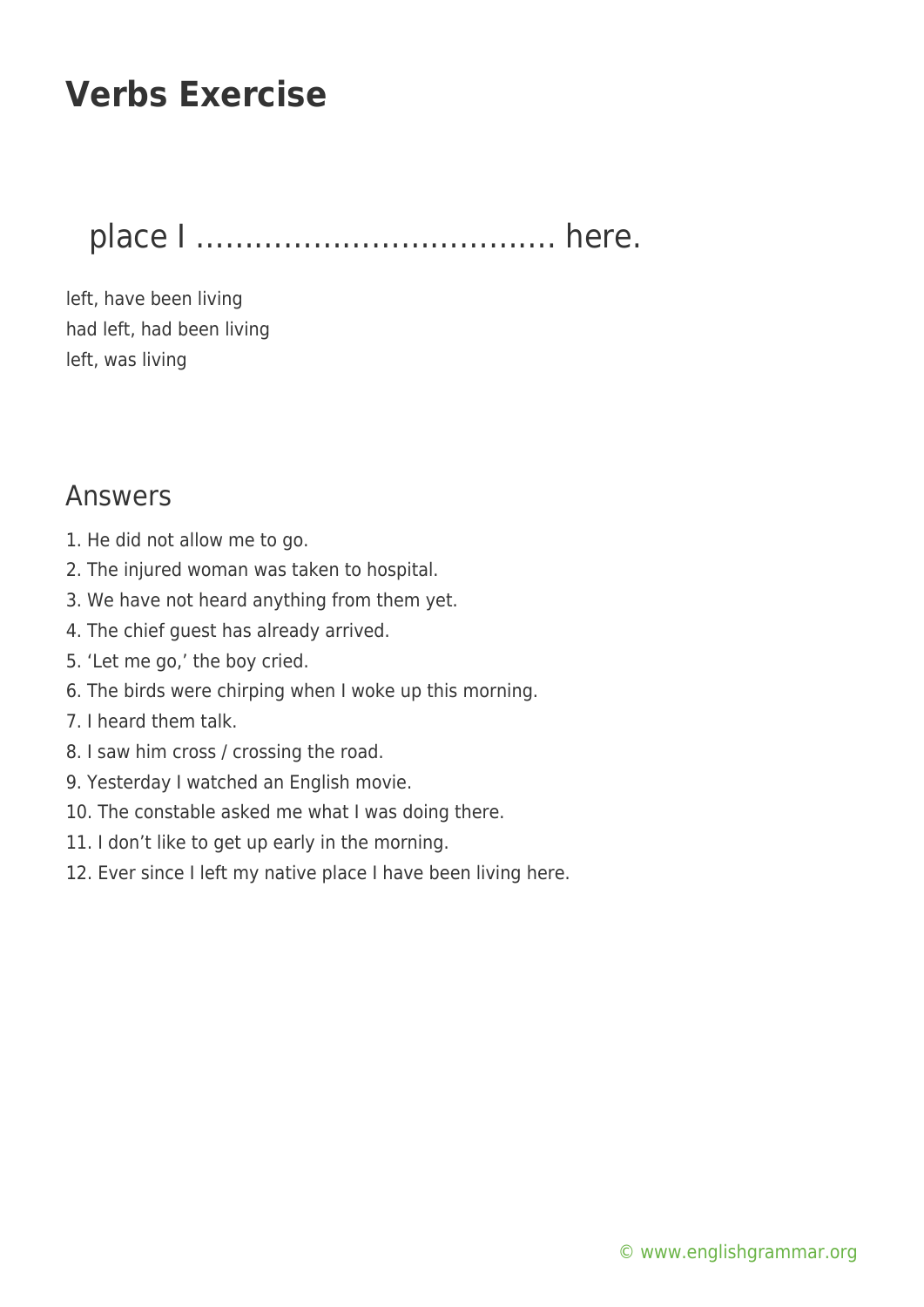# Verbs Exercise

place I ……………………………… here.

left, have been living
had left, had been living
left, was living

## Answers

1. He did not allow me to go.
2. The injured woman was taken to hospital.
3. We have not heard anything from them yet.
4. The chief guest has already arrived.
5. 'Let me go,' the boy cried.
6. The birds were chirping when I woke up this morning.
7. I heard them talk.
8. I saw him cross / crossing the road.
9. Yesterday I watched an English movie.
10. The constable asked me what I was doing there.
11. I don't like to get up early in the morning.
12. Ever since I left my native place I have been living here.